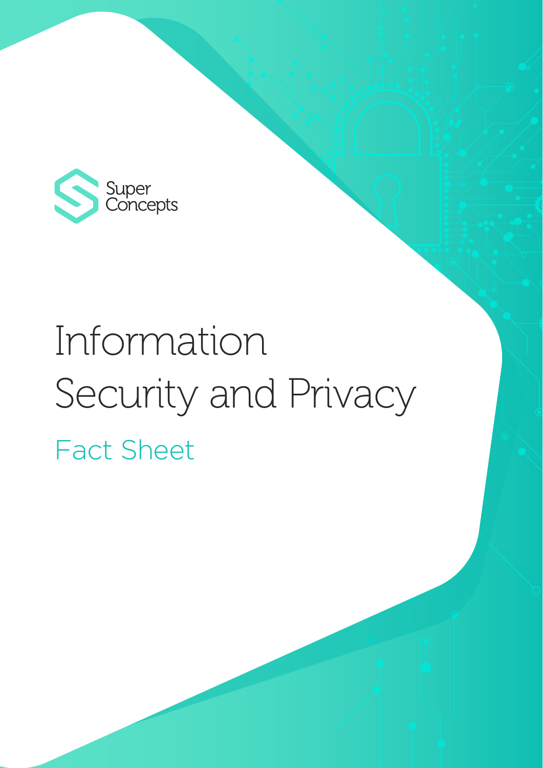Super Concepts

# Information Security and Privacy

## Fact Sheet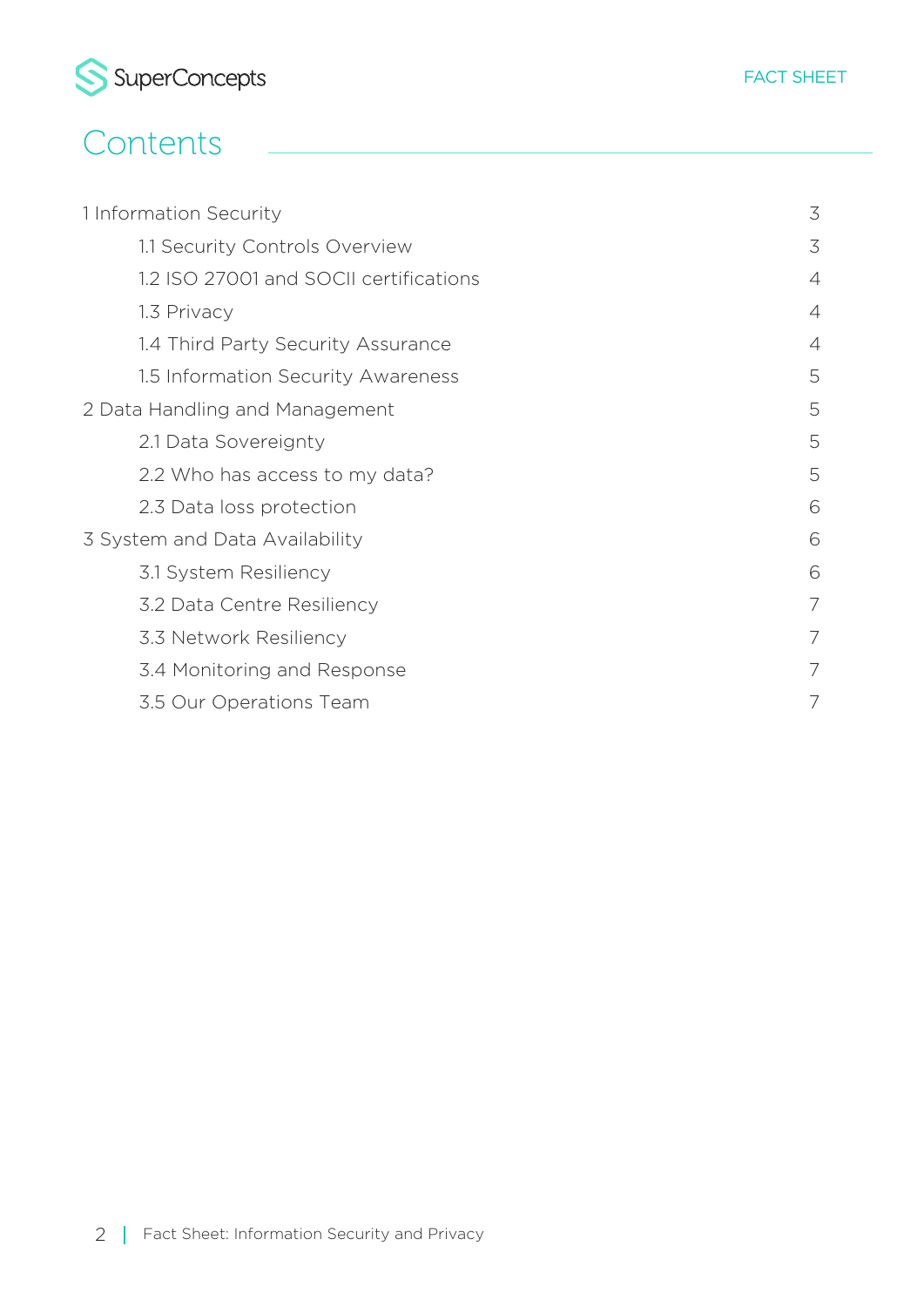# Contents

| | |
|---|---|
| 1 Information Security | 3 |
| 1.1 Security Controls Overview | 3 |
| 1.2 ISO 27001 and SOCII certifications | 4 |
| 1.3 Privacy | 4 |
| 1.4 Third Party Security Assurance | 4 |
| 1.5 Information Security Awareness | 5 |
| 2 Data Handling and Management | 5 |
| 2.1 Data Sovereignty | 5 |
| 2.2 Who has access to my data? | 5 |
| 2.3 Data loss protection | 6 |
| 3 System and Data Availability | 6 |
| 3.1 System Resiliency | 6 |
| 3.2 Data Centre Resiliency | 7 |
| 3.3 Network Resiliency | 7 |
| 3.4 Monitoring and Response | 7 |
| 3.5 Our Operations Team | 7 |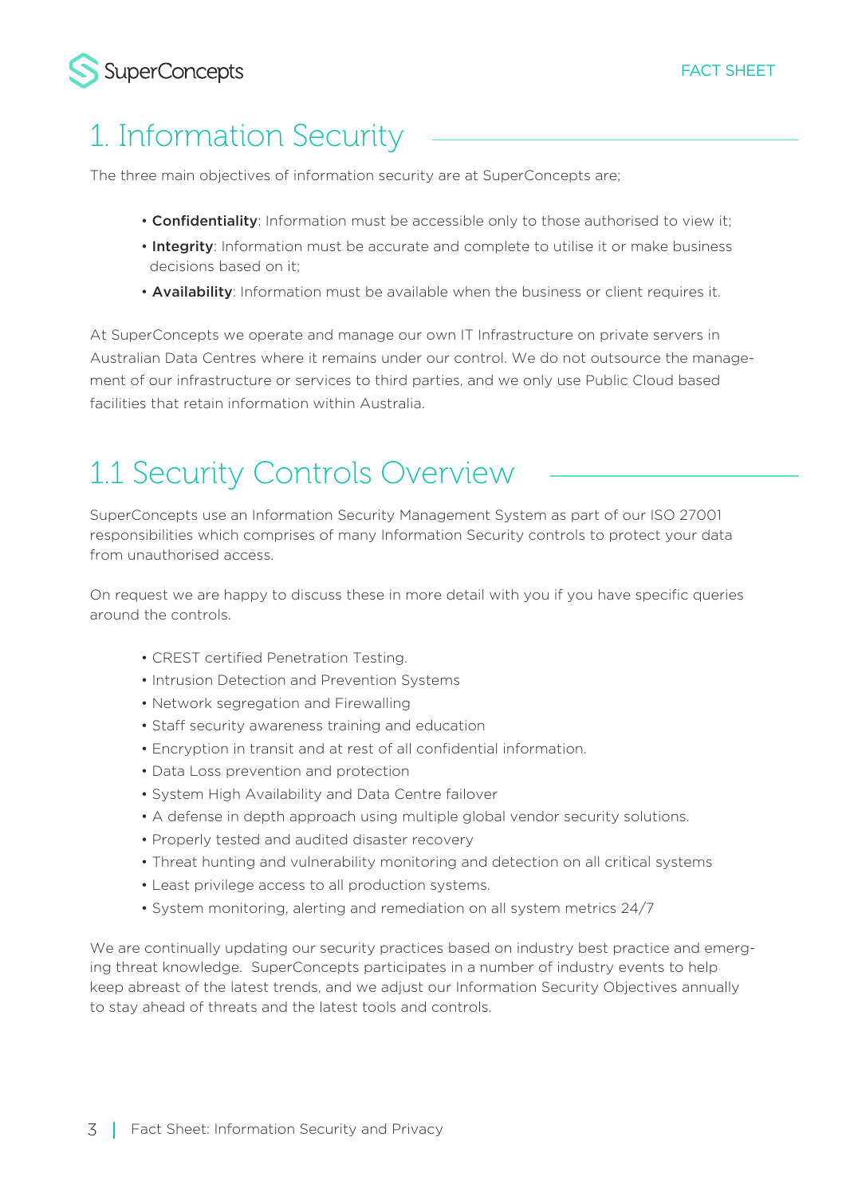# 1. Information Security

The three main objectives of information security are at SuperConcepts are;

- **Confidentiality**: Information must be accessible only to those authorised to view it;
- **Integrity**: Information must be accurate and complete to utilise it or make business decisions based on it;
- **Availability**: Information must be available when the business or client requires it.

At SuperConcepts we operate and manage our own IT Infrastructure on private servers in Australian Data Centres where it remains under our control. We do not outsource the management of our infrastructure or services to third parties, and we only use Public Cloud based facilities that retain information within Australia.

## 1.1 Security Controls Overview

SuperConcepts use an Information Security Management System as part of our ISO 27001 responsibilities which comprises of many Information Security controls to protect your data from unauthorised access.

On request we are happy to discuss these in more detail with you if you have specific queries around the controls.

- CREST certified Penetration Testing.
- Intrusion Detection and Prevention Systems
- Network segregation and Firewalling
- Staff security awareness training and education
- Encryption in transit and at rest of all confidential information.
- Data Loss prevention and protection
- System High Availability and Data Centre failover
- A defense in depth approach using multiple global vendor security solutions.
- Properly tested and audited disaster recovery
- Threat hunting and vulnerability monitoring and detection on all critical systems
- Least privilege access to all production systems.
- System monitoring, alerting and remediation on all system metrics 24/7

We are continually updating our security practices based on industry best practice and emerging threat knowledge. SuperConcepts participates in a number of industry events to help keep abreast of the latest trends, and we adjust our Information Security Objectives annually to stay ahead of threats and the latest tools and controls.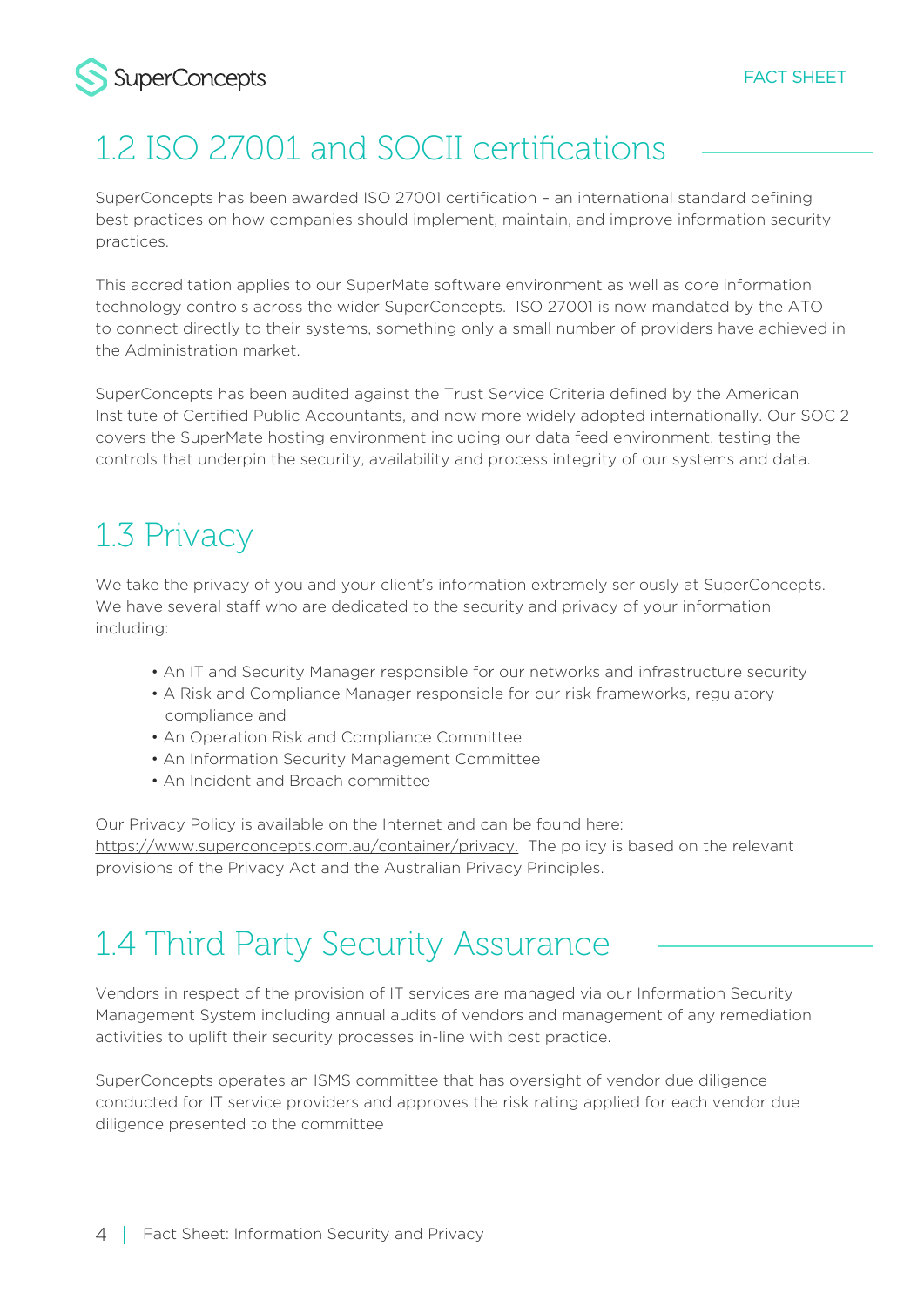## 1.2 ISO 27001 and SOCII certifications

SuperConcepts has been awarded ISO 27001 certification – an international standard defining best practices on how companies should implement, maintain, and improve information security practices.

This accreditation applies to our SuperMate software environment as well as core information technology controls across the wider SuperConcepts. ISO 27001 is now mandated by the ATO to connect directly to their systems, something only a small number of providers have achieved in the Administration market.

SuperConcepts has been audited against the Trust Service Criteria defined by the American Institute of Certified Public Accountants, and now more widely adopted internationally. Our SOC 2 covers the SuperMate hosting environment including our data feed environment, testing the controls that underpin the security, availability and process integrity of our systems and data.

## 1.3 Privacy

We take the privacy of you and your client's information extremely seriously at SuperConcepts. We have several staff who are dedicated to the security and privacy of your information including:

- An IT and Security Manager responsible for our networks and infrastructure security
- A Risk and Compliance Manager responsible for our risk frameworks, regulatory compliance and
- An Operation Risk and Compliance Committee
- An Information Security Management Committee
- An Incident and Breach committee

Our Privacy Policy is available on the Internet and can be found here: https://www.superconcepts.com.au/container/privacy. The policy is based on the relevant provisions of the Privacy Act and the Australian Privacy Principles.

## 1.4 Third Party Security Assurance

Vendors in respect of the provision of IT services are managed via our Information Security Management System including annual audits of vendors and management of any remediation activities to uplift their security processes in-line with best practice.

SuperConcepts operates an ISMS committee that has oversight of vendor due diligence conducted for IT service providers and approves the risk rating applied for each vendor due diligence presented to the committee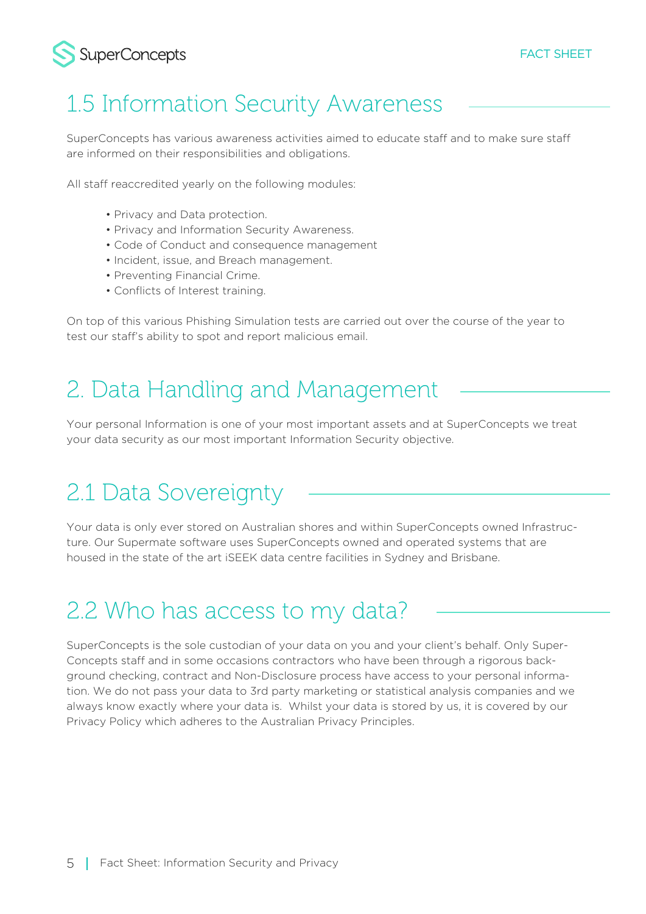## 1.5 Information Security Awareness

SuperConcepts has various awareness activities aimed to educate staff and to make sure staff are informed on their responsibilities and obligations.

All staff reaccredited yearly on the following modules:

- Privacy and Data protection.
- Privacy and Information Security Awareness.
- Code of Conduct and consequence management
- Incident, issue, and Breach management.
- Preventing Financial Crime.
- Conflicts of Interest training.

On top of this various Phishing Simulation tests are carried out over the course of the year to test our staff's ability to spot and report malicious email.

# 2. Data Handling and Management

Your personal Information is one of your most important assets and at SuperConcepts we treat your data security as our most important Information Security objective.

## 2.1 Data Sovereignty

Your data is only ever stored on Australian shores and within SuperConcepts owned Infrastructure. Our Supermate software uses SuperConcepts owned and operated systems that are housed in the state of the art iSEEK data centre facilities in Sydney and Brisbane.

## 2.2 Who has access to my data?

SuperConcepts is the sole custodian of your data on you and your client's behalf. Only SuperConcepts staff and in some occasions contractors who have been through a rigorous background checking, contract and Non-Disclosure process have access to your personal information. We do not pass your data to 3rd party marketing or statistical analysis companies and we always know exactly where your data is. Whilst your data is stored by us, it is covered by our Privacy Policy which adheres to the Australian Privacy Principles.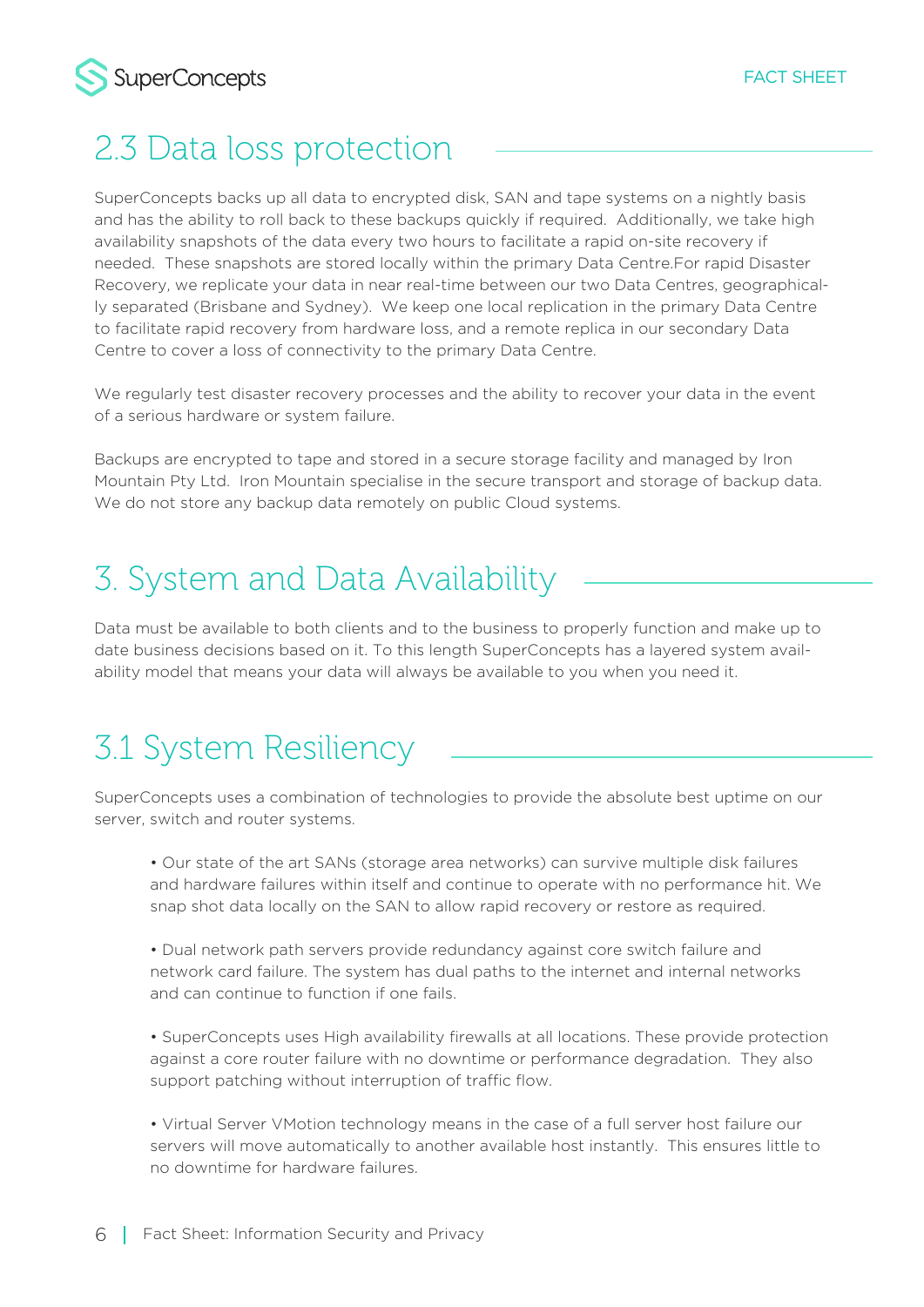## 2.3 Data loss protection

SuperConcepts backs up all data to encrypted disk, SAN and tape systems on a nightly basis and has the ability to roll back to these backups quickly if required. Additionally, we take high availability snapshots of the data every two hours to facilitate a rapid on-site recovery if needed. These snapshots are stored locally within the primary Data Centre.For rapid Disaster Recovery, we replicate your data in near real-time between our two Data Centres, geographically separated (Brisbane and Sydney). We keep one local replication in the primary Data Centre to facilitate rapid recovery from hardware loss, and a remote replica in our secondary Data Centre to cover a loss of connectivity to the primary Data Centre.

We regularly test disaster recovery processes and the ability to recover your data in the event of a serious hardware or system failure.

Backups are encrypted to tape and stored in a secure storage facility and managed by Iron Mountain Pty Ltd. Iron Mountain specialise in the secure transport and storage of backup data. We do not store any backup data remotely on public Cloud systems.

# 3. System and Data Availability

Data must be available to both clients and to the business to properly function and make up to date business decisions based on it. To this length SuperConcepts has a layered system availability model that means your data will always be available to you when you need it.

## 3.1 System Resiliency

SuperConcepts uses a combination of technologies to provide the absolute best uptime on our server, switch and router systems.

- Our state of the art SANs (storage area networks) can survive multiple disk failures and hardware failures within itself and continue to operate with no performance hit. We snap shot data locally on the SAN to allow rapid recovery or restore as required.

- Dual network path servers provide redundancy against core switch failure and network card failure. The system has dual paths to the internet and internal networks and can continue to function if one fails.

- SuperConcepts uses High availability firewalls at all locations. These provide protection against a core router failure with no downtime or performance degradation. They also support patching without interruption of traffic flow.

- Virtual Server VMotion technology means in the case of a full server host failure our servers will move automatically to another available host instantly. This ensures little to no downtime for hardware failures.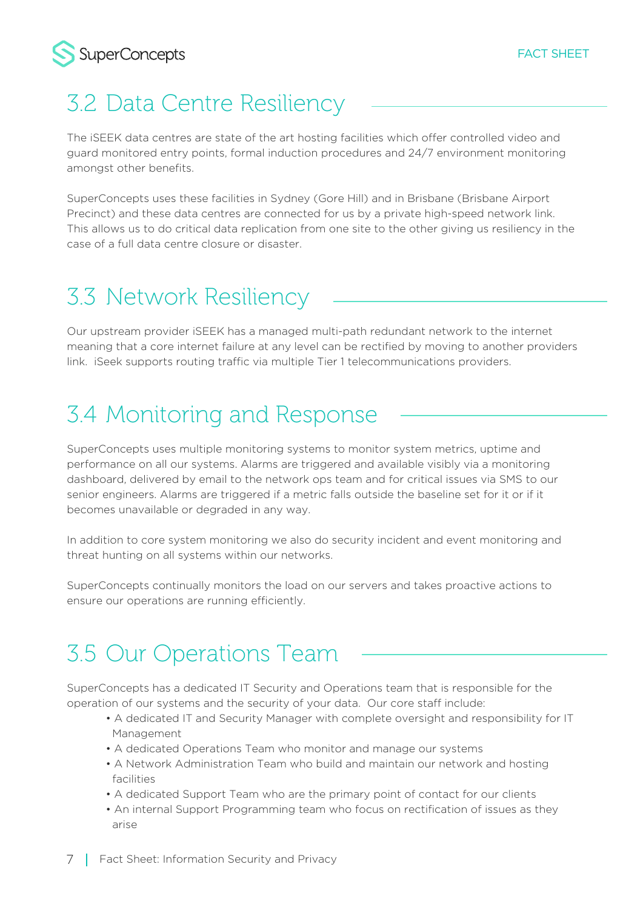## 3.2 Data Centre Resiliency

The iSEEK data centres are state of the art hosting facilities which offer controlled video and guard monitored entry points, formal induction procedures and 24/7 environment monitoring amongst other benefits.

SuperConcepts uses these facilities in Sydney (Gore Hill) and in Brisbane (Brisbane Airport Precinct) and these data centres are connected for us by a private high-speed network link. This allows us to do critical data replication from one site to the other giving us resiliency in the case of a full data centre closure or disaster.

## 3.3 Network Resiliency

Our upstream provider iSEEK has a managed multi-path redundant network to the internet meaning that a core internet failure at any level can be rectified by moving to another providers link.  iSeek supports routing traffic via multiple Tier 1 telecommunications providers.

## 3.4 Monitoring and Response

SuperConcepts uses multiple monitoring systems to monitor system metrics, uptime and performance on all our systems. Alarms are triggered and available visibly via a monitoring dashboard, delivered by email to the network ops team and for critical issues via SMS to our senior engineers. Alarms are triggered if a metric falls outside the baseline set for it or if it becomes unavailable or degraded in any way.

In addition to core system monitoring we also do security incident and event monitoring and threat hunting on all systems within our networks.

SuperConcepts continually monitors the load on our servers and takes proactive actions to ensure our operations are running efficiently.

## 3.5 Our Operations Team

SuperConcepts has a dedicated IT Security and Operations team that is responsible for the operation of our systems and the security of your data.  Our core staff include:

- A dedicated IT and Security Manager with complete oversight and responsibility for IT Management
- A dedicated Operations Team who monitor and manage our systems
- A Network Administration Team who build and maintain our network and hosting facilities
- A dedicated Support Team who are the primary point of contact for our clients
- An internal Support Programming team who focus on rectification of issues as they arise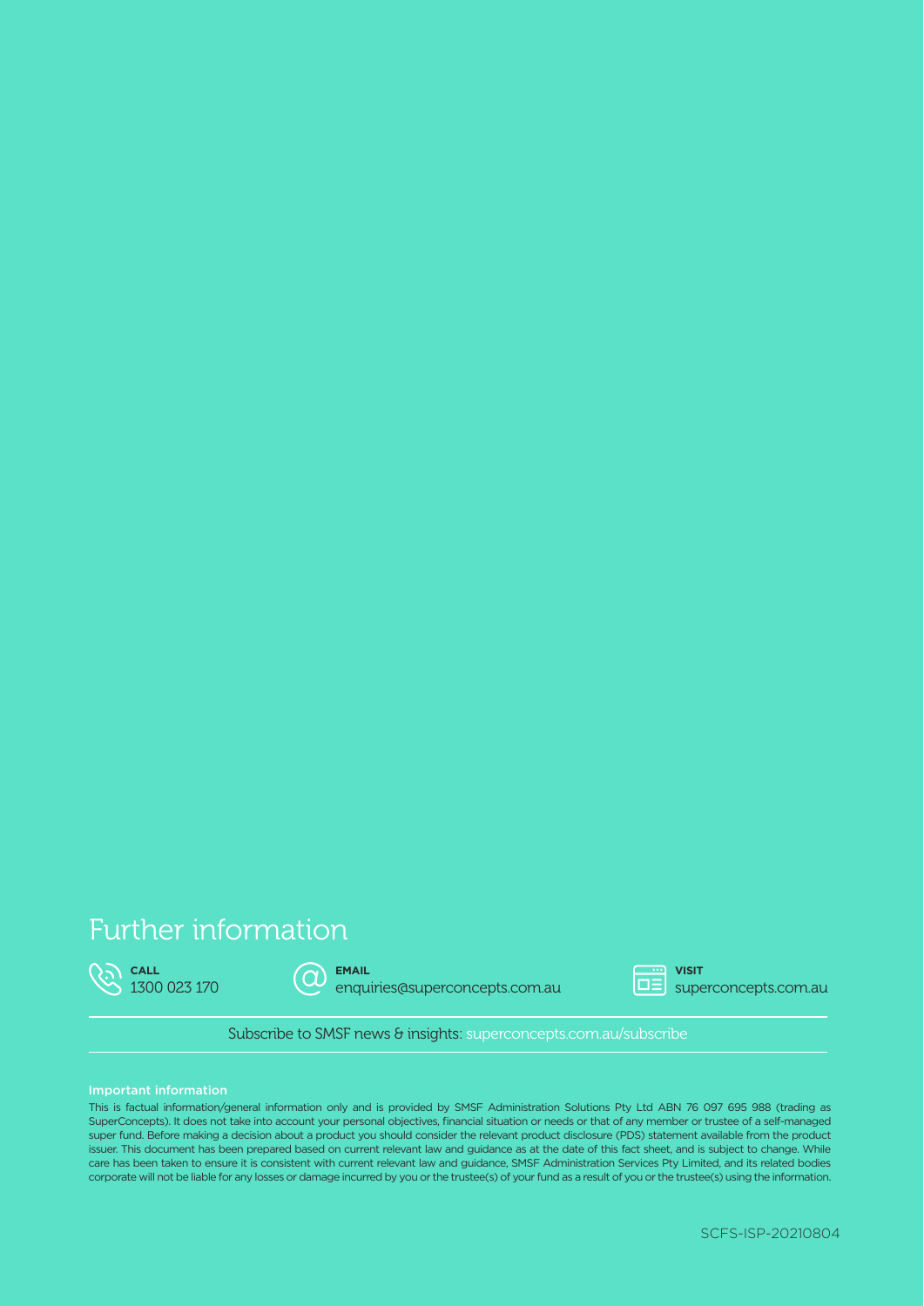## Further information

**CALL**
1300 023 170

**EMAIL**
enquiries@superconcepts.com.au

**VISIT**
superconcepts.com.au

Subscribe to SMSF news & insights: superconcepts.com.au/subscribe

### Important information

This is factual information/general information only and is provided by SMSF Administration Solutions Pty Ltd ABN 76 097 695 988 (trading as SuperConcepts). It does not take into account your personal objectives, financial situation or needs or that of any member or trustee of a self-managed super fund. Before making a decision about a product you should consider the relevant product disclosure (PDS) statement available from the product issuer. This document has been prepared based on current relevant law and guidance as at the date of this fact sheet, and is subject to change. While care has been taken to ensure it is consistent with current relevant law and guidance, SMSF Administration Services Pty Limited, and its related bodies corporate will not be liable for any losses or damage incurred by you or the trustee(s) of your fund as a result of you or the trustee(s) using the information.

SCFS-ISP-20210804